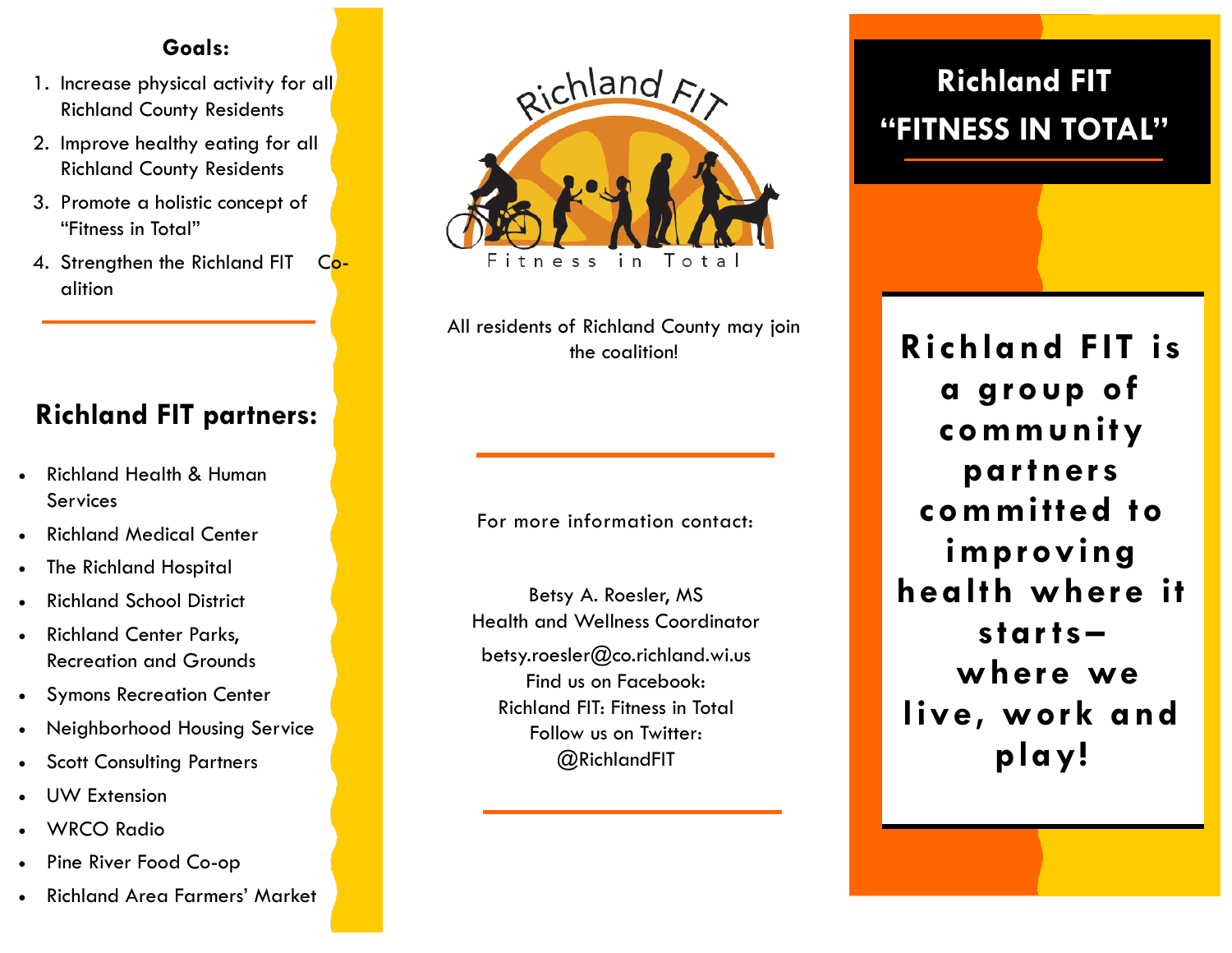**Goals:**

1. Increase physical activity for all Richland County Residents
2. Improve healthy eating for all Richland County Residents
3. Promote a holistic concept of "Fitness in Total"
4. Strengthen the Richland FIT Coalition

## Richland FIT partners:

- Richland Health & Human Services
- Richland Medical Center
- The Richland Hospital
- Richland School District
- Richland Center Parks, Recreation and Grounds
- Symons Recreation Center
- Neighborhood Housing Service
- Scott Consulting Partners
- UW Extension
- WRCO Radio
- Pine River Food Co-op
- Richland Area Farmers' Market

Richland FIT

Fitness in Total

All residents of Richland County may join the coalition!

For more information contact:

Betsy A. Roesler, MS
Health and Wellness Coordinator
betsy.roesler@co.richland.wi.us
Find us on Facebook:
Richland FIT: Fitness in Total
Follow us on Twitter:
@RichlandFIT

# Richland FIT "FITNESS IN TOTAL"

**Richland FIT is a group of community partners committed to improving health where it starts— where we live, work and play!**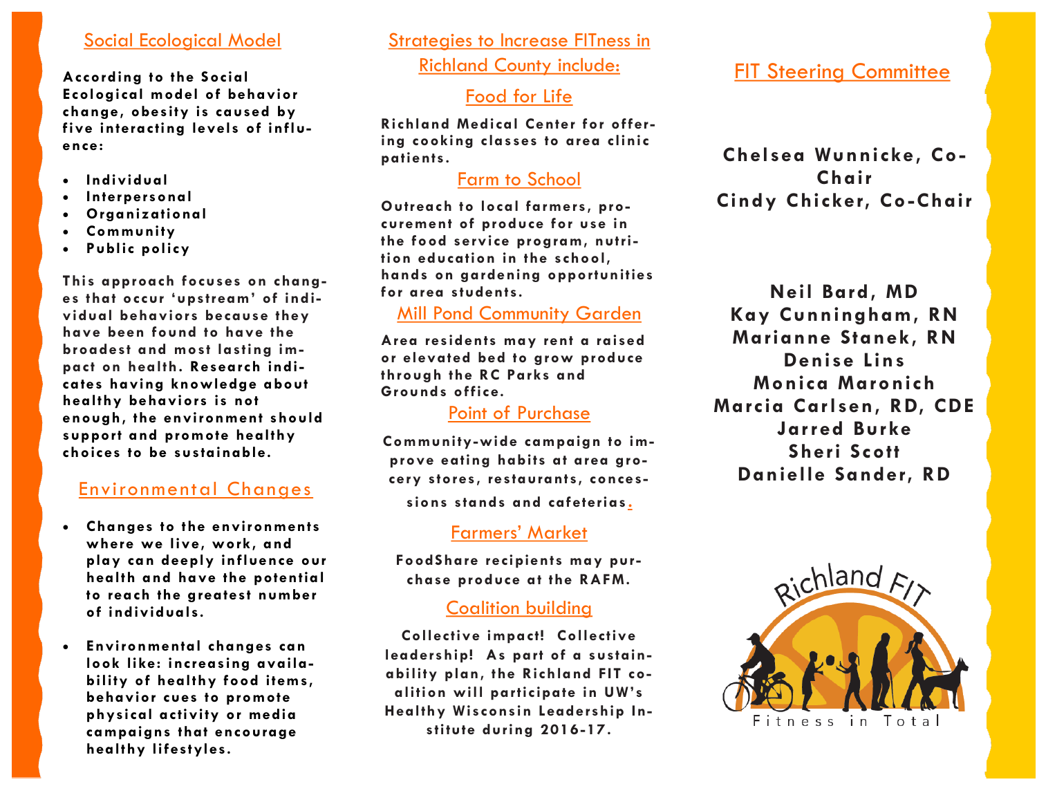## Social Ecological Model

**According to the Social Ecological model of behavior change, obesity is caused by five interacting levels of influence:**

- **Individual**
- **Interpersonal**
- **Organizational**
- **Community**
- **Public policy**

**This approach focuses on changes that occur 'upstream' of individual behaviors because they have been found to have the broadest and most lasting impact on health. Research indicates having knowledge about healthy behaviors is not enough, the environment should support and promote healthy choices to be sustainable.**

## Environmental Changes

- **Changes to the environments where we live, work, and play can deeply influence our health and have the potential to reach the greatest number of individuals.**
- **Environmental changes can look like: increasing availability of healthy food items, behavior cues to promote physical activity or media campaigns that encourage healthy lifestyles.**

## Strategies to Increase FITness in Richland County include:

### Food for Life

**Richland Medical Center for offering cooking classes to area clinic patients.**

### Farm to School

**Outreach to local farmers, procurement of produce for use in the food service program, nutrition education in the school, hands on gardening opportunities for area students.**

### Mill Pond Community Garden

**Area residents may rent a raised or elevated bed to grow produce through the RC Parks and Grounds office.**

### Point of Purchase

**Community-wide campaign to improve eating habits at area grocery stores, restaurants, concessions stands and cafeterias.**

### Farmers' Market

**FoodShare recipients may purchase produce at the RAFM.**

### Coalition building

**Collective impact! Collective leadership! As part of a sustainability plan, the Richland FIT coalition will participate in UW's Healthy Wisconsin Leadership Institute during 2016-17.**

## FIT Steering Committee

**Chelsea Wunnicke, Co-Chair**
**Cindy Chicker, Co-Chair**

**Neil Bard, MD**
**Kay Cunningham, RN**
**Marianne Stanek, RN**
**Denise Lins**
**Monica Maronich**
**Marcia Carlsen, RD, CDE**
**Jarred Burke**
**Sheri Scott**
**Danielle Sander, RD**

Richland FIT

Fitness in Total